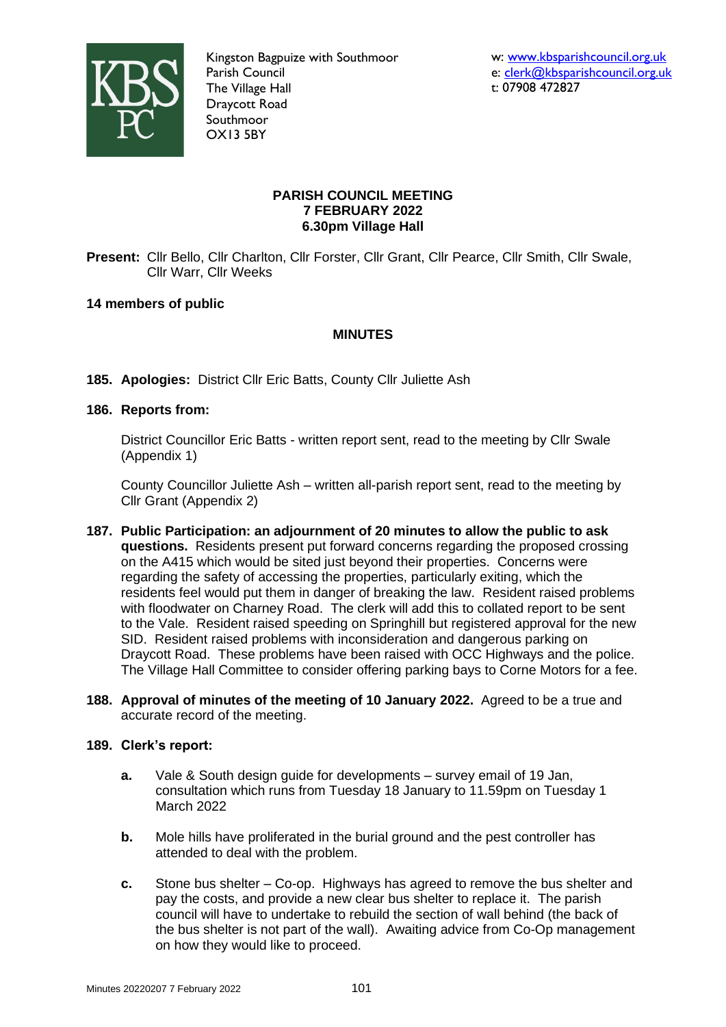Kingston Bagpuize with Southmoor
Parish Council
The Village Hall
Draycott Road
Southmoor
OX13 5BY

w: www.kbsparishcouncil.org.uk
e: clerk@kbsparishcouncil.org.uk
t: 07908 472827

# PARISH COUNCIL MEETING
## 7 FEBRUARY 2022
## 6.30pm Village Hall

**Present:** Cllr Bello, Cllr Charlton, Cllr Forster, Cllr Grant, Cllr Pearce, Cllr Smith, Cllr Swale, Cllr Warr, Cllr Weeks

**14 members of public**

## MINUTES

**185. Apologies:** District Cllr Eric Batts, County Cllr Juliette Ash

**186. Reports from:**

District Councillor Eric Batts - written report sent, read to the meeting by Cllr Swale (Appendix 1)

County Councillor Juliette Ash – written all-parish report sent, read to the meeting by Cllr Grant (Appendix 2)

**187. Public Participation: an adjournment of 20 minutes to allow the public to ask questions.** Residents present put forward concerns regarding the proposed crossing on the A415 which would be sited just beyond their properties. Concerns were regarding the safety of accessing the properties, particularly exiting, which the residents feel would put them in danger of breaking the law. Resident raised problems with floodwater on Charney Road. The clerk will add this to collated report to be sent to the Vale. Resident raised speeding on Springhill but registered approval for the new SID. Resident raised problems with inconsideration and dangerous parking on Draycott Road. These problems have been raised with OCC Highways and the police. The Village Hall Committee to consider offering parking bays to Corne Motors for a fee.

**188. Approval of minutes of the meeting of 10 January 2022.** Agreed to be a true and accurate record of the meeting.

**189. Clerk's report:**

- **a.** Vale & South design guide for developments – survey email of 19 Jan, consultation which runs from Tuesday 18 January to 11.59pm on Tuesday 1 March 2022
- **b.** Mole hills have proliferated in the burial ground and the pest controller has attended to deal with the problem.
- **c.** Stone bus shelter – Co-op. Highways has agreed to remove the bus shelter and pay the costs, and provide a new clear bus shelter to replace it. The parish council will have to undertake to rebuild the section of wall behind (the back of the bus shelter is not part of the wall). Awaiting advice from Co-Op management on how they would like to proceed.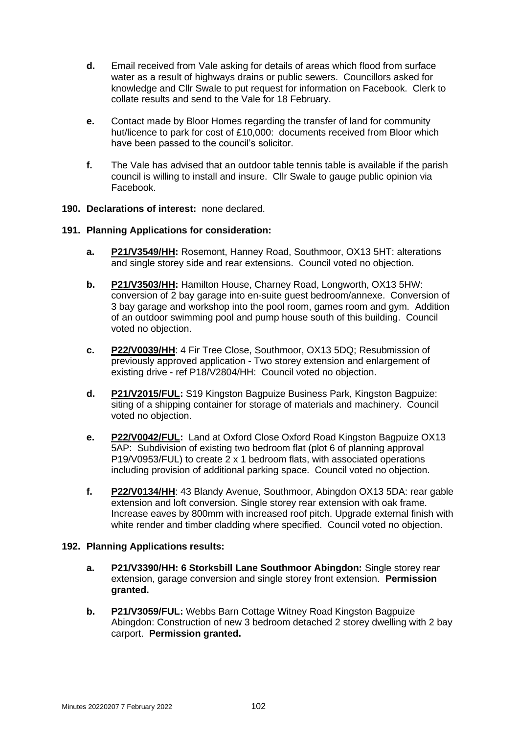- **d.** Email received from Vale asking for details of areas which flood from surface water as a result of highways drains or public sewers. Councillors asked for knowledge and Cllr Swale to put request for information on Facebook. Clerk to collate results and send to the Vale for 18 February.

- **e.** Contact made by Bloor Homes regarding the transfer of land for community hut/licence to park for cost of £10,000: documents received from Bloor which have been passed to the council's solicitor.

- **f.** The Vale has advised that an outdoor table tennis table is available if the parish council is willing to install and insure. Cllr Swale to gauge public opinion via Facebook.

**190. Declarations of interest:** none declared.

**191. Planning Applications for consideration:**

- **a.** **P21/V3549/HH:** Rosemont, Hanney Road, Southmoor, OX13 5HT: alterations and single storey side and rear extensions. Council voted no objection.

- **b.** **P21/V3503/HH:** Hamilton House, Charney Road, Longworth, OX13 5HW: conversion of 2 bay garage into en-suite guest bedroom/annexe. Conversion of 3 bay garage and workshop into the pool room, games room and gym. Addition of an outdoor swimming pool and pump house south of this building. Council voted no objection.

- **c.** **P22/V0039/HH**: 4 Fir Tree Close, Southmoor, OX13 5DQ; Resubmission of previously approved application - Two storey extension and enlargement of existing drive - ref P18/V2804/HH: Council voted no objection.

- **d.** **P21/V2015/FUL:** S19 Kingston Bagpuize Business Park, Kingston Bagpuize: siting of a shipping container for storage of materials and machinery. Council voted no objection.

- **e.** **P22/V0042/FUL:** Land at Oxford Close Oxford Road Kingston Bagpuize OX13 5AP: Subdivision of existing two bedroom flat (plot 6 of planning approval P19/V0953/FUL) to create 2 x 1 bedroom flats, with associated operations including provision of additional parking space. Council voted no objection.

- **f.** **P22/V0134/HH**: 43 Blandy Avenue, Southmoor, Abingdon OX13 5DA: rear gable extension and loft conversion. Single storey rear extension with oak frame. Increase eaves by 800mm with increased roof pitch. Upgrade external finish with white render and timber cladding where specified. Council voted no objection.

**192. Planning Applications results:**

- **a.** **P21/V3390/HH: 6 Storksbill Lane Southmoor Abingdon:** Single storey rear extension, garage conversion and single storey front extension. **Permission granted.**

- **b.** **P21/V3059/FUL:** Webbs Barn Cottage Witney Road Kingston Bagpuize Abingdon: Construction of new 3 bedroom detached 2 storey dwelling with 2 bay carport. **Permission granted.**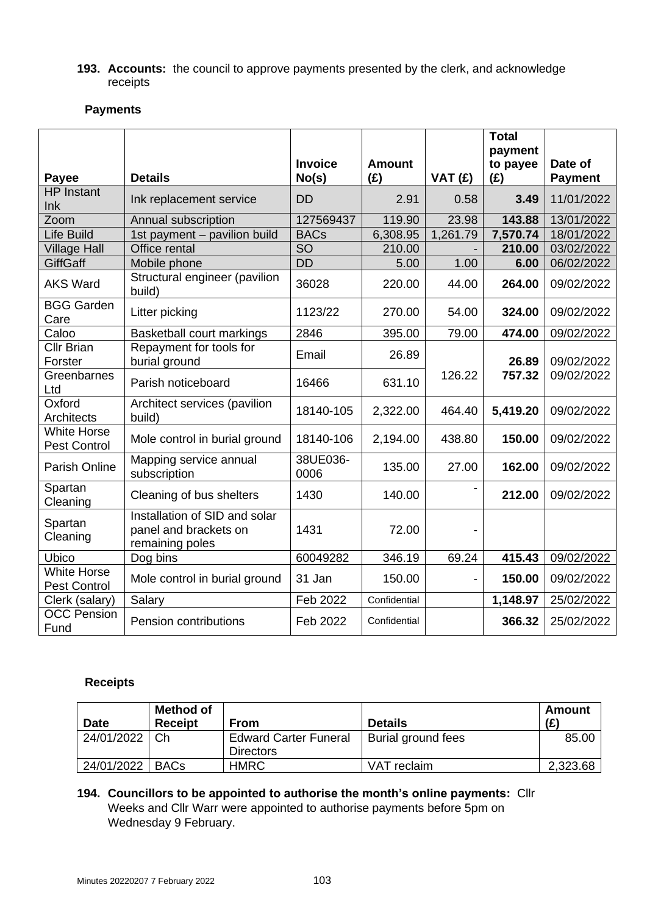**193. Accounts:** the council to approve payments presented by the clerk, and acknowledge receipts

**Payments**

| Payee | Details | Invoice No(s) | Amount (£) | VAT (£) | Total payment to payee (£) | Date of Payment |
|---|---|---|---|---|---|---|
| HP Instant Ink | Ink replacement service | DD | 2.91 | 0.58 | **3.49** | 11/01/2022 |
| Zoom | Annual subscription | 127569437 | 119.90 | 23.98 | **143.88** | 13/01/2022 |
| Life Build | 1st payment – pavilion build | BACs | 6,308.95 | 1,261.79 | **7,570.74** | 18/01/2022 |
| Village Hall | Office rental | SO | 210.00 | - | **210.00** | 03/02/2022 |
| GiffGaff | Mobile phone | DD | 5.00 | 1.00 | **6.00** | 06/02/2022 |
| AKS Ward | Structural engineer (pavilion build) | 36028 | 220.00 | 44.00 | **264.00** | 09/02/2022 |
| BGG Garden Care | Litter picking | 1123/22 | 270.00 | 54.00 | **324.00** | 09/02/2022 |
| Caloo | Basketball court markings | 2846 | 395.00 | 79.00 | **474.00** | 09/02/2022 |
| Cllr Brian Forster | Repayment for tools for burial ground | Email | 26.89 | 126.22 | **26.89** | 09/02/2022 |
| Greenbarnes Ltd | Parish noticeboard | 16466 | 631.10 | | **757.32** | 09/02/2022 |
| Oxford Architects | Architect services (pavilion build) | 18140-105 | 2,322.00 | 464.40 | **5,419.20** | 09/02/2022 |
| White Horse Pest Control | Mole control in burial ground | 18140-106 | 2,194.00 | 438.80 | **150.00** | 09/02/2022 |
| Parish Online | Mapping service annual subscription | 38UE036-0006 | 135.00 | 27.00 | **162.00** | 09/02/2022 |
| Spartan Cleaning | Cleaning of bus shelters | 1430 | 140.00 | - | **212.00** | 09/02/2022 |
| Spartan Cleaning | Installation of SID and solar panel and brackets on remaining poles | 1431 | 72.00 | - | | |
| Ubico | Dog bins | 60049282 | 346.19 | 69.24 | **415.43** | 09/02/2022 |
| White Horse Pest Control | Mole control in burial ground | 31 Jan | 150.00 | - | **150.00** | 09/02/2022 |
| Clerk (salary) | Salary | Feb 2022 | Confidential | | **1,148.97** | 25/02/2022 |
| OCC Pension Fund | Pension contributions | Feb 2022 | Confidential | | **366.32** | 25/02/2022 |

**Receipts**

| Date | Method of Receipt | From | Details | Amount (£) |
|---|---|---|---|---|
| 24/01/2022 | Ch | Edward Carter Funeral Directors | Burial ground fees | 85.00 |
| 24/01/2022 | BACs | HMRC | VAT reclaim | 2,323.68 |

**194. Councillors to be appointed to authorise the month's online payments:** Cllr Weeks and Cllr Warr were appointed to authorise payments before 5pm on Wednesday 9 February.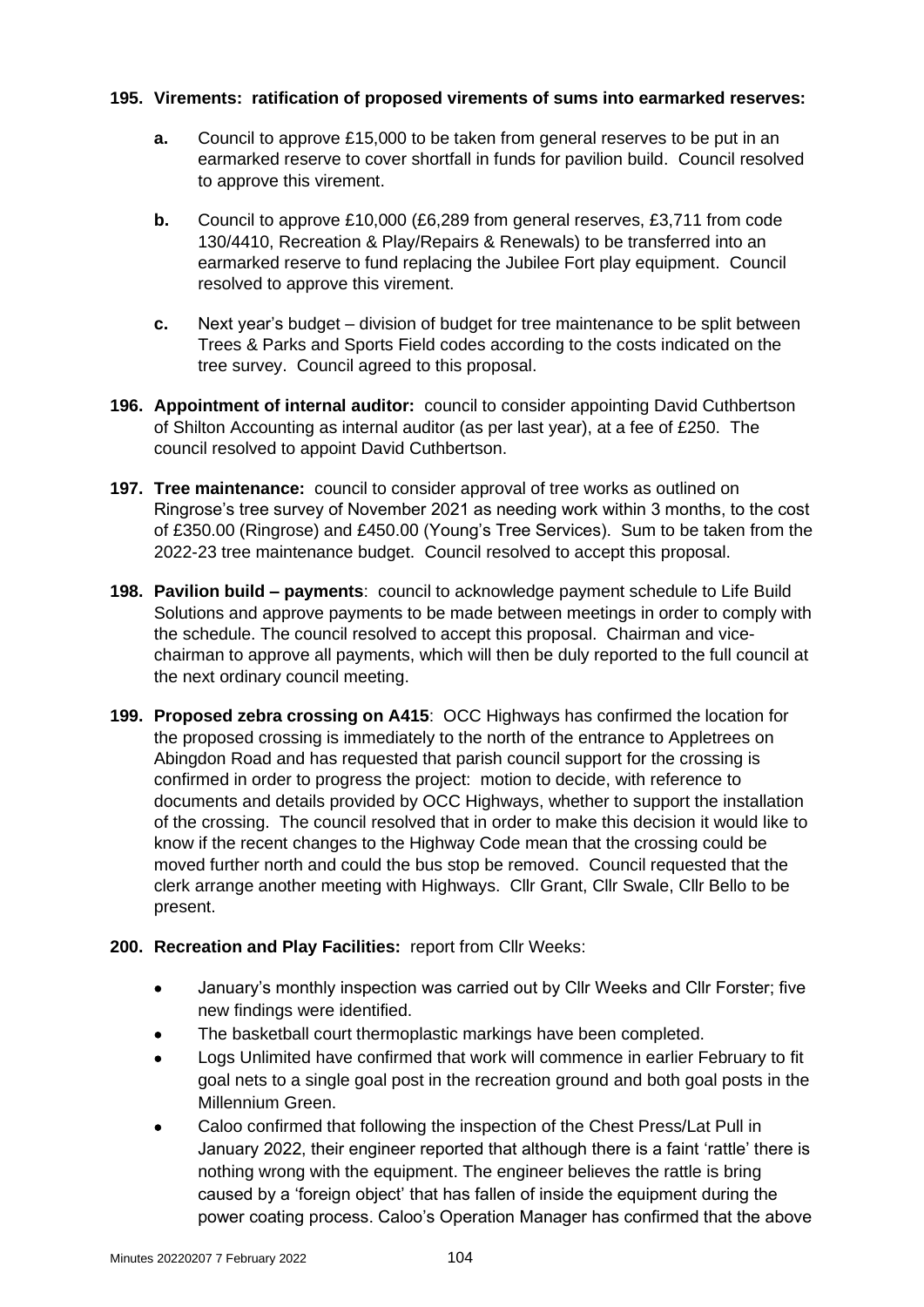**195. Virements: ratification of proposed virements of sums into earmarked reserves:**

- **a.** Council to approve £15,000 to be taken from general reserves to be put in an earmarked reserve to cover shortfall in funds for pavilion build. Council resolved to approve this virement.
- **b.** Council to approve £10,000 (£6,289 from general reserves, £3,711 from code 130/4410, Recreation & Play/Repairs & Renewals) to be transferred into an earmarked reserve to fund replacing the Jubilee Fort play equipment. Council resolved to approve this virement.
- **c.** Next year's budget – division of budget for tree maintenance to be split between Trees & Parks and Sports Field codes according to the costs indicated on the tree survey. Council agreed to this proposal.

**196. Appointment of internal auditor:** council to consider appointing David Cuthbertson of Shilton Accounting as internal auditor (as per last year), at a fee of £250. The council resolved to appoint David Cuthbertson.

**197. Tree maintenance:** council to consider approval of tree works as outlined on Ringrose's tree survey of November 2021 as needing work within 3 months, to the cost of £350.00 (Ringrose) and £450.00 (Young's Tree Services). Sum to be taken from the 2022-23 tree maintenance budget. Council resolved to accept this proposal.

**198. Pavilion build – payments**: council to acknowledge payment schedule to Life Build Solutions and approve payments to be made between meetings in order to comply with the schedule. The council resolved to accept this proposal. Chairman and vice-chairman to approve all payments, which will then be duly reported to the full council at the next ordinary council meeting.

**199. Proposed zebra crossing on A415**: OCC Highways has confirmed the location for the proposed crossing is immediately to the north of the entrance to Appletrees on Abingdon Road and has requested that parish council support for the crossing is confirmed in order to progress the project: motion to decide, with reference to documents and details provided by OCC Highways, whether to support the installation of the crossing. The council resolved that in order to make this decision it would like to know if the recent changes to the Highway Code mean that the crossing could be moved further north and could the bus stop be removed. Council requested that the clerk arrange another meeting with Highways. Cllr Grant, Cllr Swale, Cllr Bello to be present.

**200. Recreation and Play Facilities:** report from Cllr Weeks:

- January's monthly inspection was carried out by Cllr Weeks and Cllr Forster; five new findings were identified.
- The basketball court thermoplastic markings have been completed.
- Logs Unlimited have confirmed that work will commence in earlier February to fit goal nets to a single goal post in the recreation ground and both goal posts in the Millennium Green.
- Caloo confirmed that following the inspection of the Chest Press/Lat Pull in January 2022, their engineer reported that although there is a faint 'rattle' there is nothing wrong with the equipment. The engineer believes the rattle is bring caused by a 'foreign object' that has fallen of inside the equipment during the power coating process. Caloo's Operation Manager has confirmed that the above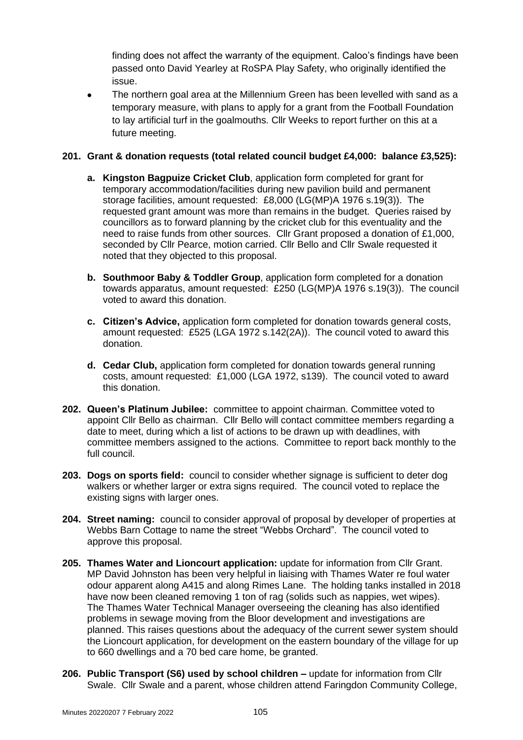finding does not affect the warranty of the equipment. Caloo's findings have been passed onto David Yearley at RoSPA Play Safety, who originally identified the issue.

- The northern goal area at the Millennium Green has been levelled with sand as a temporary measure, with plans to apply for a grant from the Football Foundation to lay artificial turf in the goalmouths. Cllr Weeks to report further on this at a future meeting.

**201. Grant & donation requests (total related council budget £4,000: balance £3,525):**

**a. Kingston Bagpuize Cricket Club**, application form completed for grant for temporary accommodation/facilities during new pavilion build and permanent storage facilities, amount requested: £8,000 (LG(MP)A 1976 s.19(3)). The requested grant amount was more than remains in the budget. Queries raised by councillors as to forward planning by the cricket club for this eventuality and the need to raise funds from other sources. Cllr Grant proposed a donation of £1,000, seconded by Cllr Pearce, motion carried. Cllr Bello and Cllr Swale requested it noted that they objected to this proposal.

**b. Southmoor Baby & Toddler Group**, application form completed for a donation towards apparatus, amount requested: £250 (LG(MP)A 1976 s.19(3)). The council voted to award this donation.

**c. Citizen's Advice,** application form completed for donation towards general costs, amount requested: £525 (LGA 1972 s.142(2A)). The council voted to award this donation.

**d. Cedar Club,** application form completed for donation towards general running costs, amount requested: £1,000 (LGA 1972, s139). The council voted to award this donation.

**202. Queen's Platinum Jubilee:** committee to appoint chairman. Committee voted to appoint Cllr Bello as chairman. Cllr Bello will contact committee members regarding a date to meet, during which a list of actions to be drawn up with deadlines, with committee members assigned to the actions. Committee to report back monthly to the full council.

**203. Dogs on sports field:** council to consider whether signage is sufficient to deter dog walkers or whether larger or extra signs required. The council voted to replace the existing signs with larger ones.

**204. Street naming:** council to consider approval of proposal by developer of properties at Webbs Barn Cottage to name the street "Webbs Orchard". The council voted to approve this proposal.

**205. Thames Water and Lioncourt application:** update for information from Cllr Grant. MP David Johnston has been very helpful in liaising with Thames Water re foul water odour apparent along A415 and along Rimes Lane. The holding tanks installed in 2018 have now been cleaned removing 1 ton of rag (solids such as nappies, wet wipes). The Thames Water Technical Manager overseeing the cleaning has also identified problems in sewage moving from the Bloor development and investigations are planned. This raises questions about the adequacy of the current sewer system should the Lioncourt application, for development on the eastern boundary of the village for up to 660 dwellings and a 70 bed care home, be granted.

**206. Public Transport (S6) used by school children –** update for information from Cllr Swale. Cllr Swale and a parent, whose children attend Faringdon Community College,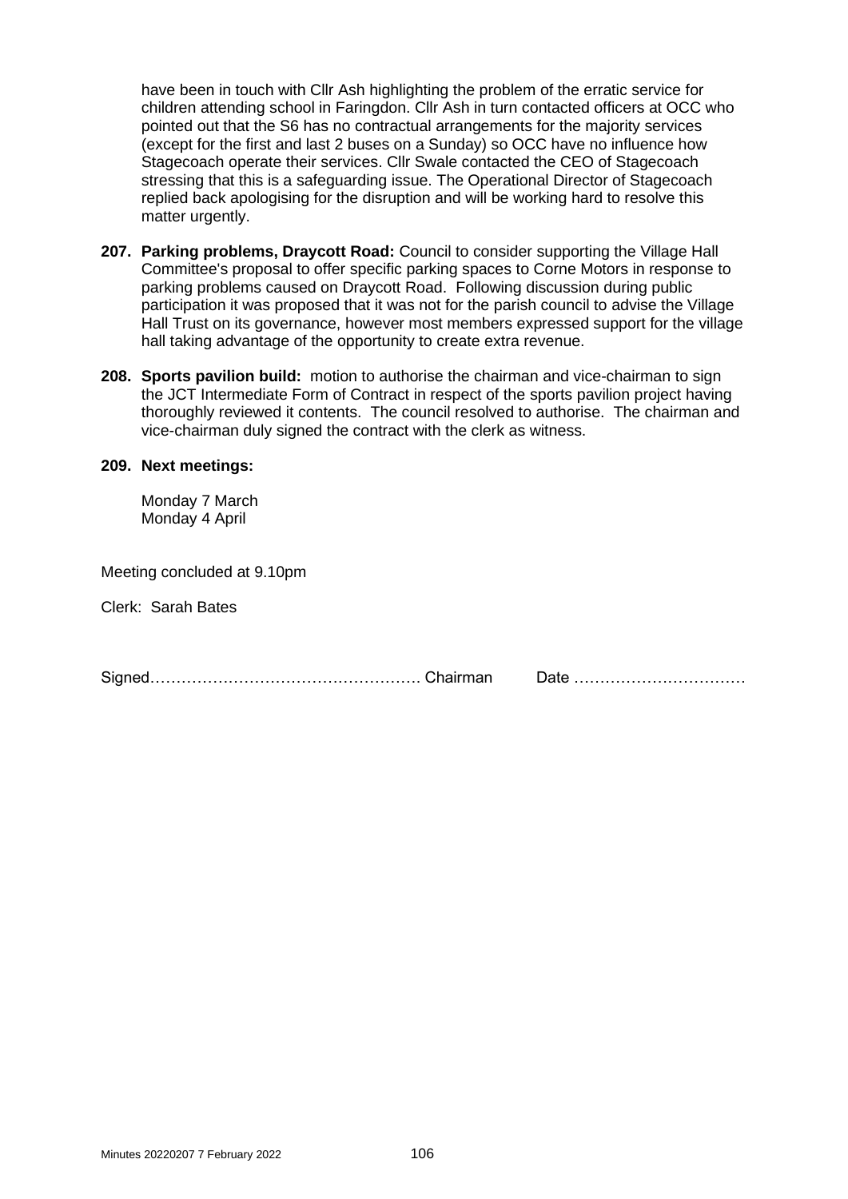have been in touch with Cllr Ash highlighting the problem of the erratic service for children attending school in Faringdon. Cllr Ash in turn contacted officers at OCC who pointed out that the S6 has no contractual arrangements for the majority services (except for the first and last 2 buses on a Sunday) so OCC have no influence how Stagecoach operate their services. Cllr Swale contacted the CEO of Stagecoach stressing that this is a safeguarding issue. The Operational Director of Stagecoach replied back apologising for the disruption and will be working hard to resolve this matter urgently.

**207. Parking problems, Draycott Road:** Council to consider supporting the Village Hall Committee's proposal to offer specific parking spaces to Corne Motors in response to parking problems caused on Draycott Road. Following discussion during public participation it was proposed that it was not for the parish council to advise the Village Hall Trust on its governance, however most members expressed support for the village hall taking advantage of the opportunity to create extra revenue.

**208. Sports pavilion build:** motion to authorise the chairman and vice-chairman to sign the JCT Intermediate Form of Contract in respect of the sports pavilion project having thoroughly reviewed it contents. The council resolved to authorise. The chairman and vice-chairman duly signed the contract with the clerk as witness.

**209. Next meetings:**

Monday 7 March
Monday 4 April

Meeting concluded at 9.10pm

Clerk: Sarah Bates

Signed…………………………………………… Chairman Date ……………………………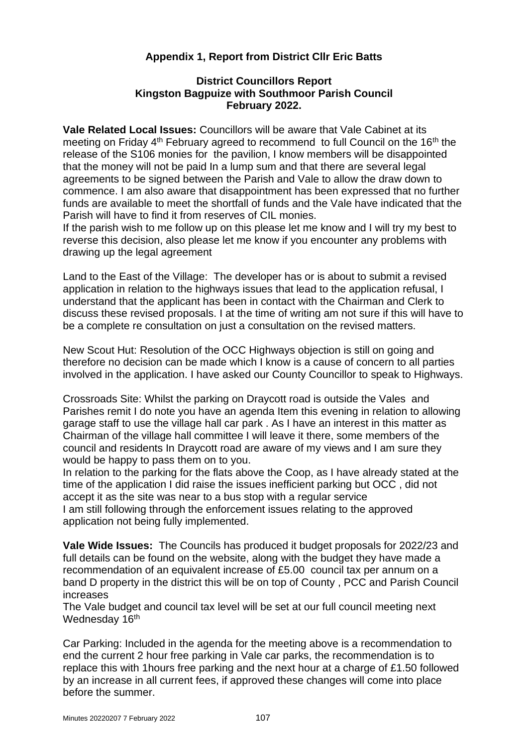### Appendix 1, Report from District Cllr Eric Batts

**District Councillors Report**
**Kingston Bagpuize with Southmoor Parish Council**
**February 2022.**

**Vale Related Local Issues:** Councillors will be aware that Vale Cabinet at its meeting on Friday 4th February agreed to recommend to full Council on the 16th the release of the S106 monies for the pavilion, I know members will be disappointed that the money will not be paid In a lump sum and that there are several legal agreements to be signed between the Parish and Vale to allow the draw down to commence. I am also aware that disappointment has been expressed that no further funds are available to meet the shortfall of funds and the Vale have indicated that the Parish will have to find it from reserves of CIL monies.
If the parish wish to me follow up on this please let me know and I will try my best to reverse this decision, also please let me know if you encounter any problems with drawing up the legal agreement

Land to the East of the Village: The developer has or is about to submit a revised application in relation to the highways issues that lead to the application refusal, I understand that the applicant has been in contact with the Chairman and Clerk to discuss these revised proposals. I at the time of writing am not sure if this will have to be a complete re consultation on just a consultation on the revised matters.

New Scout Hut: Resolution of the OCC Highways objection is still on going and therefore no decision can be made which I know is a cause of concern to all parties involved in the application. I have asked our County Councillor to speak to Highways.

Crossroads Site: Whilst the parking on Draycott road is outside the Vales and Parishes remit I do note you have an agenda Item this evening in relation to allowing garage staff to use the village hall car park . As I have an interest in this matter as Chairman of the village hall committee I will leave it there, some members of the council and residents In Draycott road are aware of my views and I am sure they would be happy to pass them on to you.
In relation to the parking for the flats above the Coop, as I have already stated at the time of the application I did raise the issues inefficient parking but OCC , did not accept it as the site was near to a bus stop with a regular service
I am still following through the enforcement issues relating to the approved application not being fully implemented.

**Vale Wide Issues:** The Councils has produced it budget proposals for 2022/23 and full details can be found on the website, along with the budget they have made a recommendation of an equivalent increase of £5.00 council tax per annum on a band D property in the district this will be on top of County , PCC and Parish Council increases
The Vale budget and council tax level will be set at our full council meeting next Wednesday 16th

Car Parking: Included in the agenda for the meeting above is a recommendation to end the current 2 hour free parking in Vale car parks, the recommendation is to replace this with 1hours free parking and the next hour at a charge of £1.50 followed by an increase in all current fees, if approved these changes will come into place before the summer.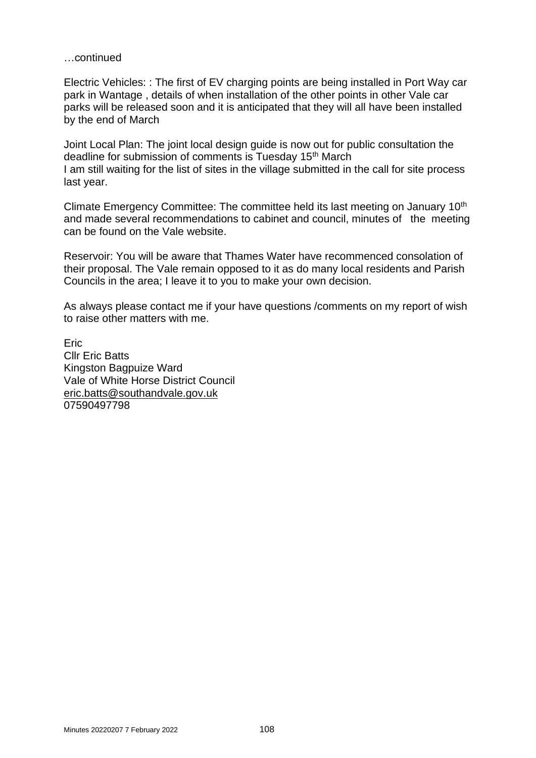…continued

Electric Vehicles: : The first of EV charging points are being installed in Port Way car park in Wantage , details of when installation of the other points in other Vale car parks will be released soon and it is anticipated that they will all have been installed by the end of March

Joint Local Plan: The joint local design guide is now out for public consultation the deadline for submission of comments is Tuesday 15th March
I am still waiting for the list of sites in the village submitted in the call for site process last year.

Climate Emergency Committee: The committee held its last meeting on January 10th and made several recommendations to cabinet and council, minutes of the meeting can be found on the Vale website.

Reservoir: You will be aware that Thames Water have recommenced consolation of their proposal. The Vale remain opposed to it as do many local residents and Parish Councils in the area; I leave it to you to make your own decision.

As always please contact me if your have questions /comments on my report of wish to raise other matters with me.

Eric
Cllr Eric Batts
Kingston Bagpuize Ward
Vale of White Horse District Council
eric.batts@southandvale.gov.uk
07590497798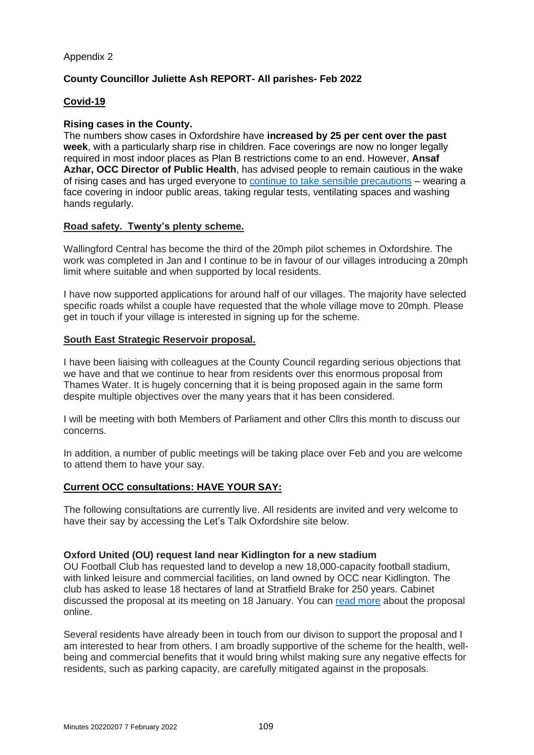Appendix 2

**County Councillor Juliette Ash REPORT- All parishes- Feb 2022**

## Covid-19

**Rising cases in the County.**
The numbers show cases in Oxfordshire have **increased by 25 per cent over the past week**, with a particularly sharp rise in children. Face coverings are now no longer legally required in most indoor places as Plan B restrictions come to an end. However, **Ansaf Azhar, OCC Director of Public Health**, has advised people to remain cautious in the wake of rising cases and has urged everyone to continue to take sensible precautions – wearing a face covering in indoor public areas, taking regular tests, ventilating spaces and washing hands regularly.

## Road safety. Twenty's plenty scheme.

Wallingford Central has become the third of the 20mph pilot schemes in Oxfordshire. The work was completed in Jan and I continue to be in favour of our villages introducing a 20mph limit where suitable and when supported by local residents.

I have now supported applications for around half of our villages. The majority have selected specific roads whilst a couple have requested that the whole village move to 20mph. Please get in touch if your village is interested in signing up for the scheme.

## South East Strategic Reservoir proposal.

I have been liaising with colleagues at the County Council regarding serious objections that we have and that we continue to hear from residents over this enormous proposal from Thames Water. It is hugely concerning that it is being proposed again in the same form despite multiple objectives over the many years that it has been considered.

I will be meeting with both Members of Parliament and other Cllrs this month to discuss our concerns.

In addition, a number of public meetings will be taking place over Feb and you are welcome to attend them to have your say.

## Current OCC consultations: HAVE YOUR SAY:

The following consultations are currently live. All residents are invited and very welcome to have their say by accessing the Let's Talk Oxfordshire site below.

**Oxford United (OU) request land near Kidlington for a new stadium**
OU Football Club has requested land to develop a new 18,000-capacity football stadium, with linked leisure and commercial facilities, on land owned by OCC near Kidlington. The club has asked to lease 18 hectares of land at Stratfield Brake for 250 years. Cabinet discussed the proposal at its meeting on 18 January. You can read more about the proposal online.

Several residents have already been in touch from our divison to support the proposal and I am interested to hear from others. I am broadly supportive of the scheme for the health, well-being and commercial benefits that it would bring whilst making sure any negative effects for residents, such as parking capacity, are carefully mitigated against in the proposals.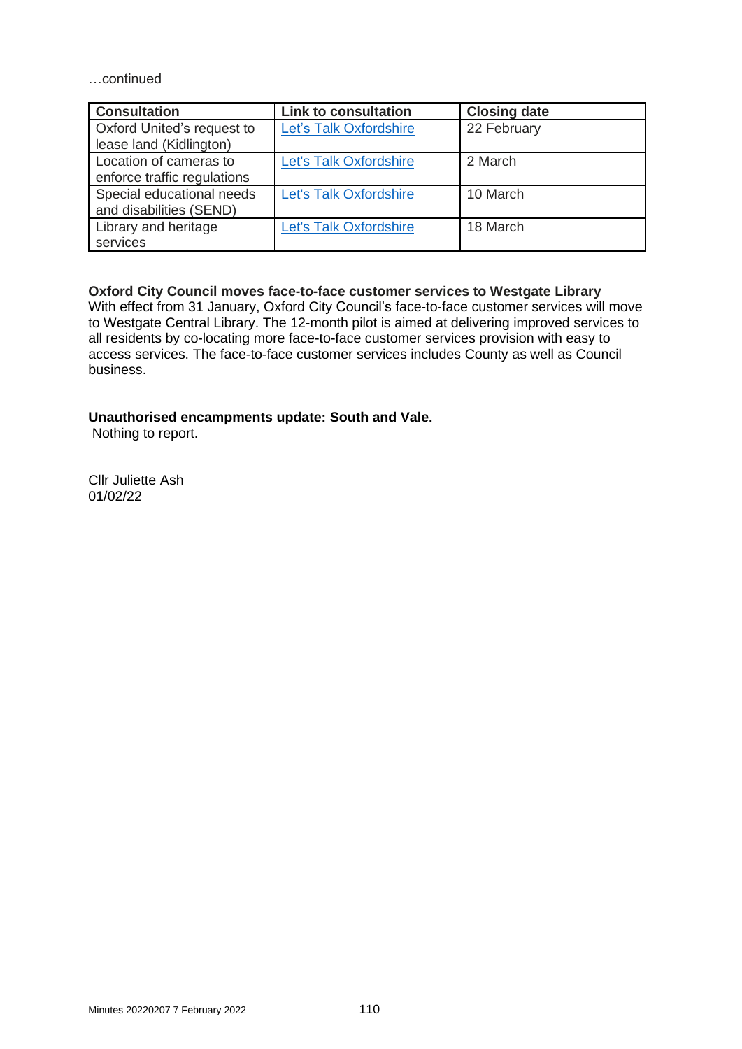…continued

| Consultation | Link to consultation | Closing date |
| --- | --- | --- |
| Oxford United's request to lease land (Kidlington) | Let's Talk Oxfordshire | 22 February |
| Location of cameras to enforce traffic regulations | Let's Talk Oxfordshire | 2 March |
| Special educational needs and disabilities (SEND) | Let's Talk Oxfordshire | 10 March |
| Library and heritage services | Let's Talk Oxfordshire | 18 March |

**Oxford City Council moves face-to-face customer services to Westgate Library**
With effect from 31 January, Oxford City Council's face-to-face customer services will move to Westgate Central Library. The 12-month pilot is aimed at delivering improved services to all residents by co-locating more face-to-face customer services provision with easy to access services. The face-to-face customer services includes County as well as Council business.

**Unauthorised encampments update: South and Vale.**
Nothing to report.

Cllr Juliette Ash
01/02/22